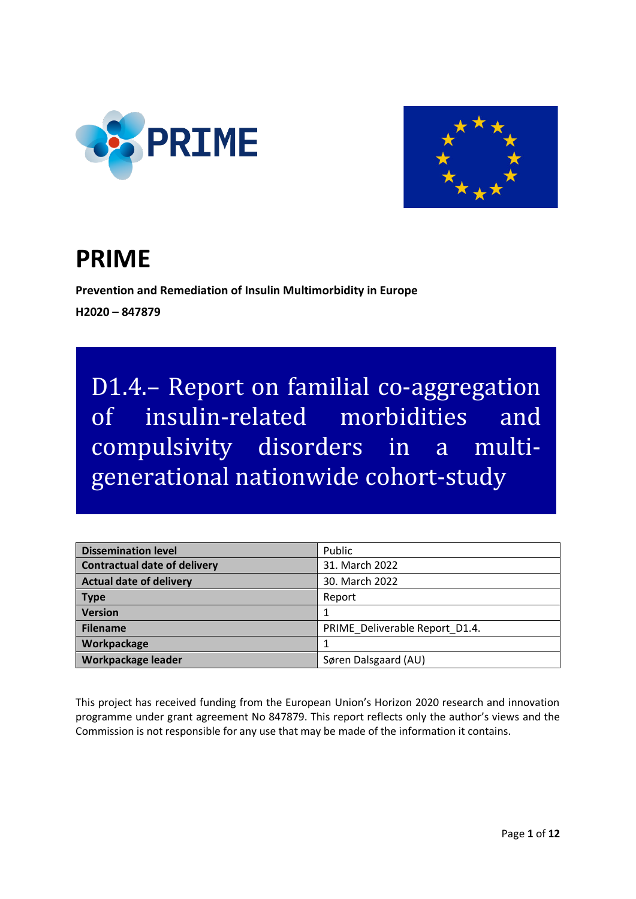# PRIME

**Prevention and Remediation of Insulin Multimorbidity in Europe**

**H2020 – 847879**

## D1.4.– Report on familial co-aggregation of insulin-related morbidities and compulsivity disorders in a multi-generational nationwide cohort-study

| **Dissemination level** | Public |
|---|---|
| **Contractual date of delivery** | 31. March 2022 |
| **Actual date of delivery** | 30. March 2022 |
| **Type** | Report |
| **Version** | 1 |
| **Filename** | PRIME_Deliverable Report_D1.4. |
| **Workpackage** | 1 |
| **Workpackage leader** | Søren Dalsgaard (AU) |

This project has received funding from the European Union's Horizon 2020 research and innovation programme under grant agreement No 847879. This report reflects only the author's views and the Commission is not responsible for any use that may be made of the information it contains.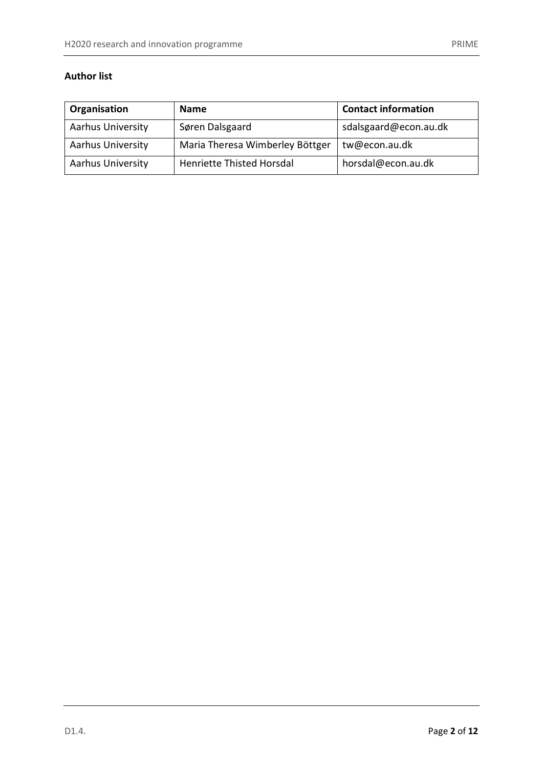**Author list**

| Organisation | Name | Contact information |
|---|---|---|
| Aarhus University | Søren Dalsgaard | sdalsgaard@econ.au.dk |
| Aarhus University | Maria Theresa Wimberley Böttger | tw@econ.au.dk |
| Aarhus University | Henriette Thisted Horsdal | horsdal@econ.au.dk |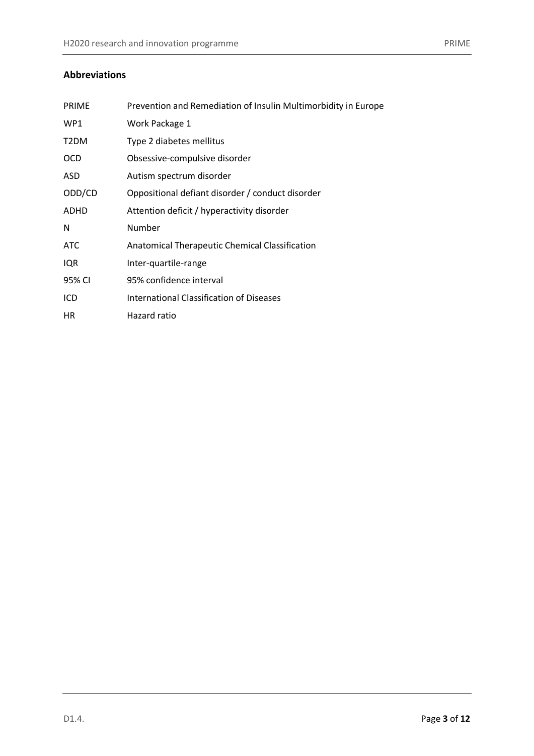## Abbreviations

| | |
|---|---|
| PRIME | Prevention and Remediation of Insulin Multimorbidity in Europe |
| WP1 | Work Package 1 |
| T2DM | Type 2 diabetes mellitus |
| OCD | Obsessive-compulsive disorder |
| ASD | Autism spectrum disorder |
| ODD/CD | Oppositional defiant disorder / conduct disorder |
| ADHD | Attention deficit / hyperactivity disorder |
| N | Number |
| ATC | Anatomical Therapeutic Chemical Classification |
| IQR | Inter-quartile-range |
| 95% CI | 95% confidence interval |
| ICD | International Classification of Diseases |
| HR | Hazard ratio |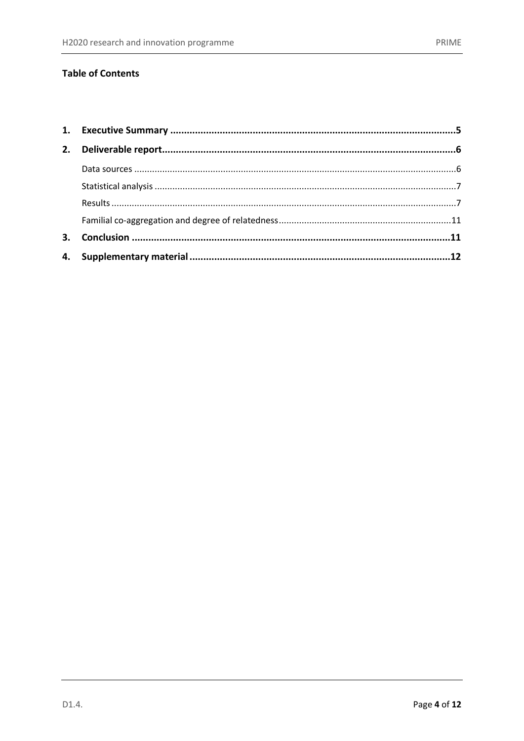**Table of Contents**

1. **Executive Summary** .......................................................................................................5
2. **Deliverable report**...........................................................................................................6
    - Data sources ..............................................................................................................6
    - Statistical analysis .....................................................................................................7
    - Results .......................................................................................................................7
    - Familial co-aggregation and degree of relatedness..................................................................11
3. **Conclusion** ...................................................................................................................11
4. **Supplementary material** .............................................................................................12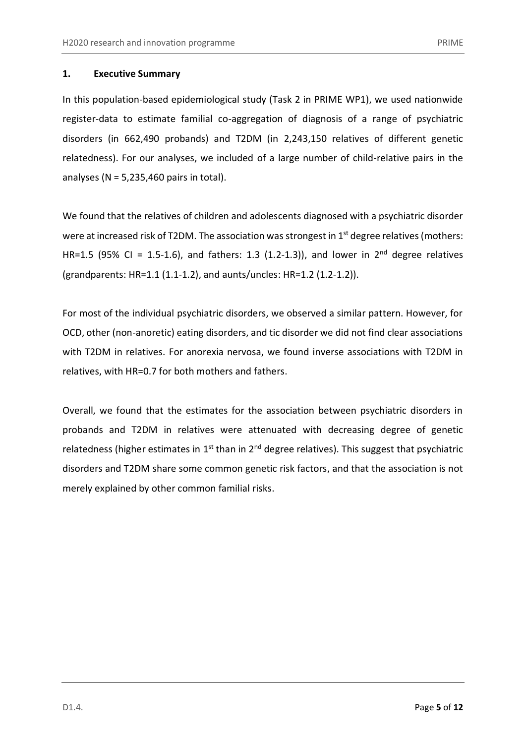## 1. Executive Summary

In this population-based epidemiological study (Task 2 in PRIME WP1), we used nationwide register-data to estimate familial co-aggregation of diagnosis of a range of psychiatric disorders (in 662,490 probands) and T2DM (in 2,243,150 relatives of different genetic relatedness). For our analyses, we included of a large number of child-relative pairs in the analyses (N = 5,235,460 pairs in total).

We found that the relatives of children and adolescents diagnosed with a psychiatric disorder were at increased risk of T2DM. The association was strongest in 1st degree relatives (mothers: HR=1.5 (95% CI = 1.5-1.6), and fathers: 1.3 (1.2-1.3)), and lower in 2nd degree relatives (grandparents: HR=1.1 (1.1-1.2), and aunts/uncles: HR=1.2 (1.2-1.2)).

For most of the individual psychiatric disorders, we observed a similar pattern. However, for OCD, other (non-anoretic) eating disorders, and tic disorder we did not find clear associations with T2DM in relatives. For anorexia nervosa, we found inverse associations with T2DM in relatives, with HR=0.7 for both mothers and fathers.

Overall, we found that the estimates for the association between psychiatric disorders in probands and T2DM in relatives were attenuated with decreasing degree of genetic relatedness (higher estimates in 1st than in 2nd degree relatives). This suggest that psychiatric disorders and T2DM share some common genetic risk factors, and that the association is not merely explained by other common familial risks.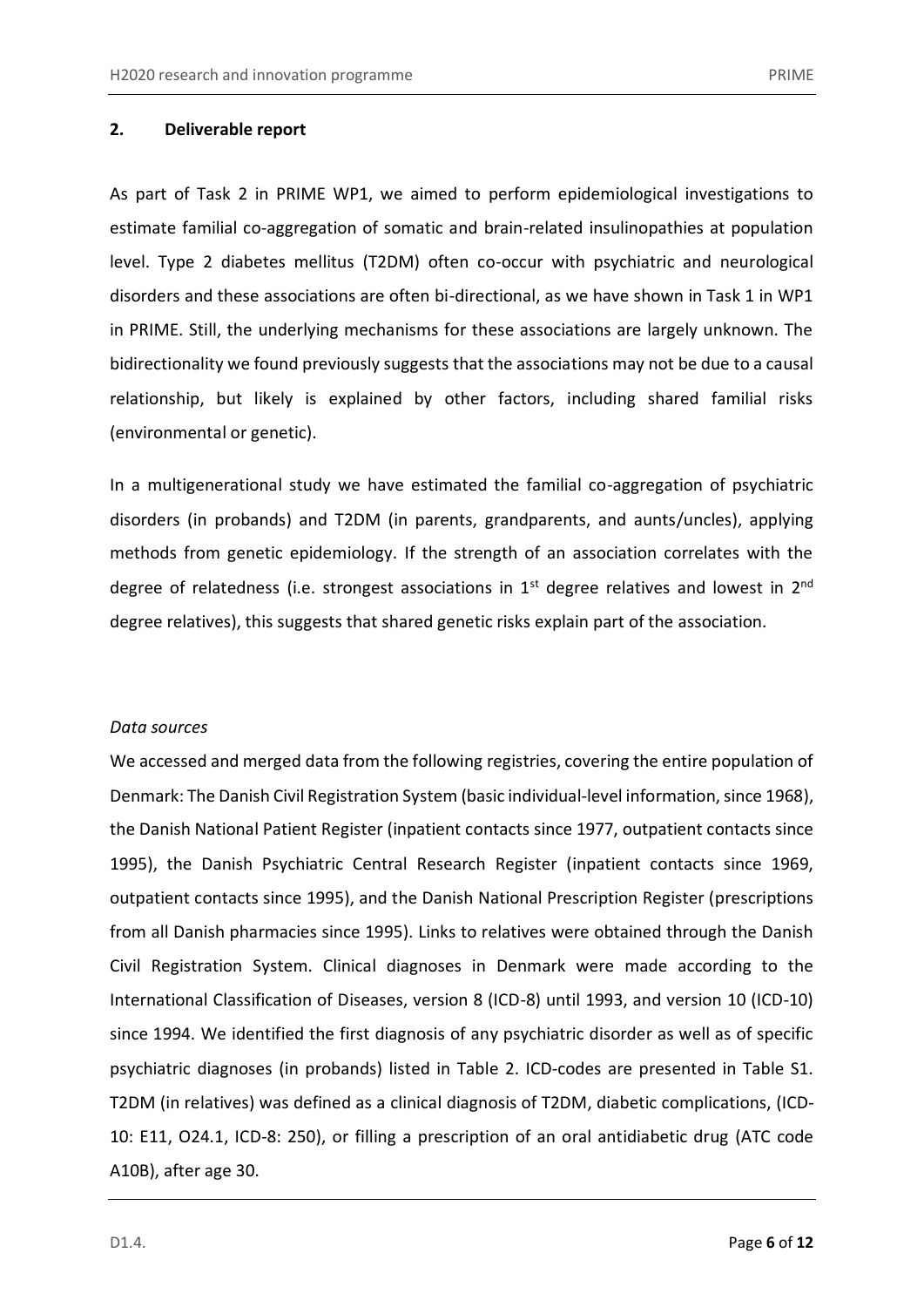## 2. Deliverable report

As part of Task 2 in PRIME WP1, we aimed to perform epidemiological investigations to estimate familial co-aggregation of somatic and brain-related insulinopathies at population level. Type 2 diabetes mellitus (T2DM) often co-occur with psychiatric and neurological disorders and these associations are often bi-directional, as we have shown in Task 1 in WP1 in PRIME. Still, the underlying mechanisms for these associations are largely unknown. The bidirectionality we found previously suggests that the associations may not be due to a causal relationship, but likely is explained by other factors, including shared familial risks (environmental or genetic).

In a multigenerational study we have estimated the familial co-aggregation of psychiatric disorders (in probands) and T2DM (in parents, grandparents, and aunts/uncles), applying methods from genetic epidemiology. If the strength of an association correlates with the degree of relatedness (i.e. strongest associations in 1st degree relatives and lowest in 2nd degree relatives), this suggests that shared genetic risks explain part of the association.

*Data sources*

We accessed and merged data from the following registries, covering the entire population of Denmark: The Danish Civil Registration System (basic individual-level information, since 1968), the Danish National Patient Register (inpatient contacts since 1977, outpatient contacts since 1995), the Danish Psychiatric Central Research Register (inpatient contacts since 1969, outpatient contacts since 1995), and the Danish National Prescription Register (prescriptions from all Danish pharmacies since 1995). Links to relatives were obtained through the Danish Civil Registration System. Clinical diagnoses in Denmark were made according to the International Classification of Diseases, version 8 (ICD-8) until 1993, and version 10 (ICD-10) since 1994. We identified the first diagnosis of any psychiatric disorder as well as of specific psychiatric diagnoses (in probands) listed in Table 2. ICD-codes are presented in Table S1. T2DM (in relatives) was defined as a clinical diagnosis of T2DM, diabetic complications, (ICD-10: E11, O24.1, ICD-8: 250), or filling a prescription of an oral antidiabetic drug (ATC code A10B), after age 30.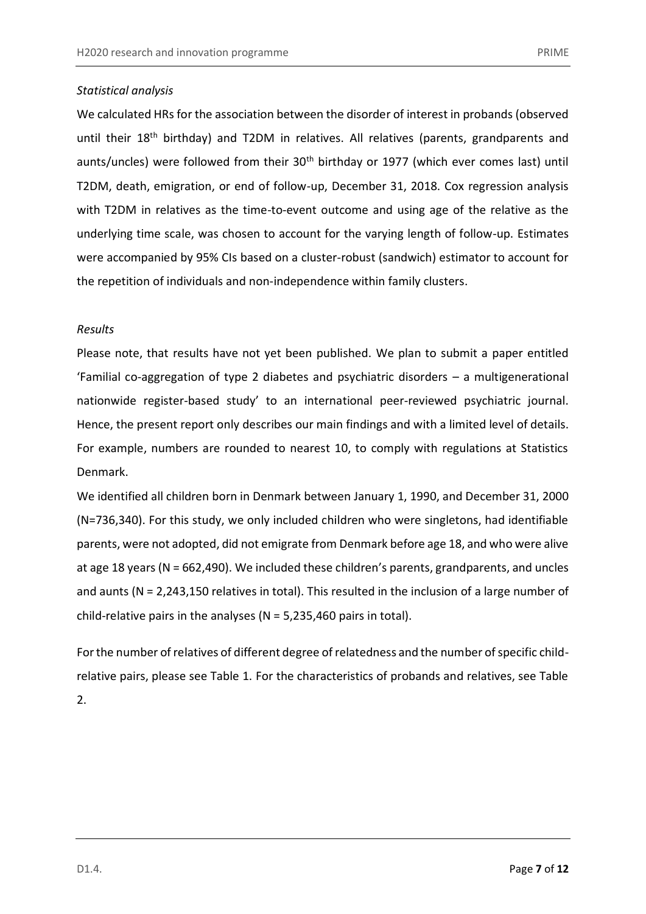*Statistical analysis*

We calculated HRs for the association between the disorder of interest in probands (observed until their 18th birthday) and T2DM in relatives. All relatives (parents, grandparents and aunts/uncles) were followed from their 30th birthday or 1977 (which ever comes last) until T2DM, death, emigration, or end of follow-up, December 31, 2018. Cox regression analysis with T2DM in relatives as the time-to-event outcome and using age of the relative as the underlying time scale, was chosen to account for the varying length of follow-up. Estimates were accompanied by 95% CIs based on a cluster-robust (sandwich) estimator to account for the repetition of individuals and non-independence within family clusters.

*Results*

Please note, that results have not yet been published. We plan to submit a paper entitled 'Familial co-aggregation of type 2 diabetes and psychiatric disorders – a multigenerational nationwide register-based study' to an international peer-reviewed psychiatric journal. Hence, the present report only describes our main findings and with a limited level of details. For example, numbers are rounded to nearest 10, to comply with regulations at Statistics Denmark.

We identified all children born in Denmark between January 1, 1990, and December 31, 2000 (N=736,340). For this study, we only included children who were singletons, had identifiable parents, were not adopted, did not emigrate from Denmark before age 18, and who were alive at age 18 years (N = 662,490). We included these children's parents, grandparents, and uncles and aunts (N = 2,243,150 relatives in total). This resulted in the inclusion of a large number of child-relative pairs in the analyses (N = 5,235,460 pairs in total).

For the number of relatives of different degree of relatedness and the number of specific child-relative pairs, please see Table 1. For the characteristics of probands and relatives, see Table 2.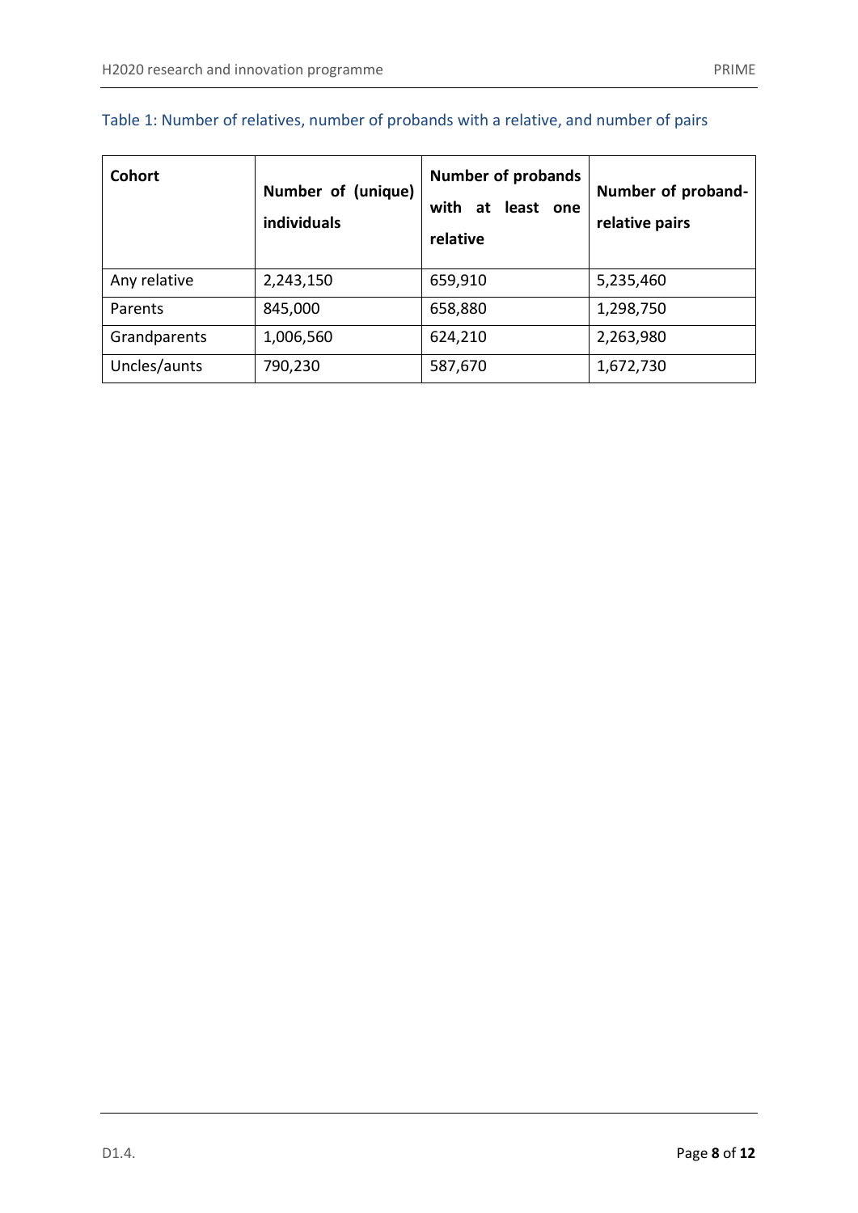Table 1: Number of relatives, number of probands with a relative, and number of pairs

| Cohort | Number of (unique) individuals | Number of probands with at least one relative | Number of proband-relative pairs |
|---|---|---|---|
| Any relative | 2,243,150 | 659,910 | 5,235,460 |
| Parents | 845,000 | 658,880 | 1,298,750 |
| Grandparents | 1,006,560 | 624,210 | 2,263,980 |
| Uncles/aunts | 790,230 | 587,670 | 1,672,730 |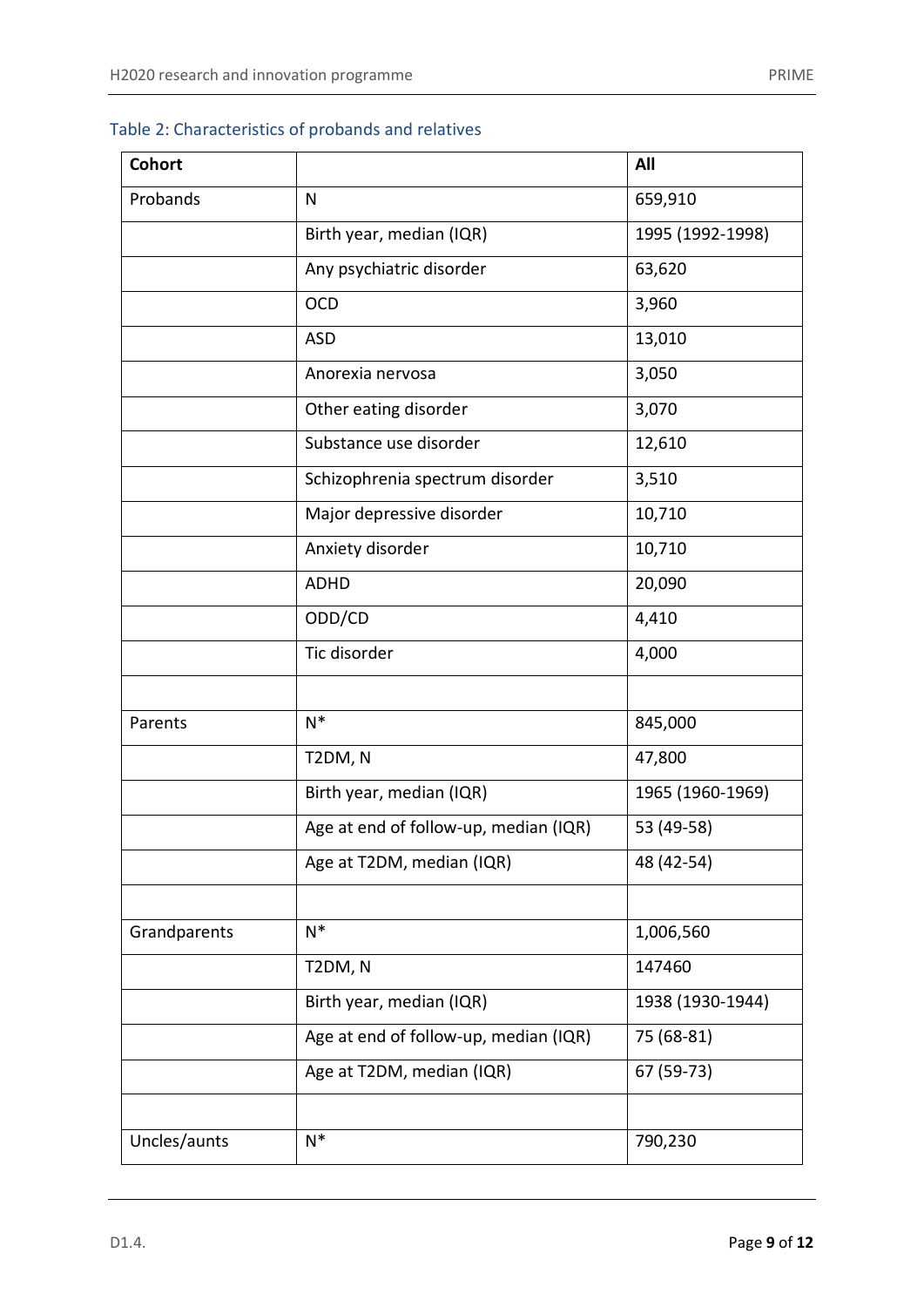Table 2: Characteristics of probands and relatives

| Cohort | | All |
|---|---|---|
| Probands | N | 659,910 |
| | Birth year, median (IQR) | 1995 (1992-1998) |
| | Any psychiatric disorder | 63,620 |
| | OCD | 3,960 |
| | ASD | 13,010 |
| | Anorexia nervosa | 3,050 |
| | Other eating disorder | 3,070 |
| | Substance use disorder | 12,610 |
| | Schizophrenia spectrum disorder | 3,510 |
| | Major depressive disorder | 10,710 |
| | Anxiety disorder | 10,710 |
| | ADHD | 20,090 |
| | ODD/CD | 4,410 |
| | Tic disorder | 4,000 |
| | | |
| Parents | N* | 845,000 |
| | T2DM, N | 47,800 |
| | Birth year, median (IQR) | 1965 (1960-1969) |
| | Age at end of follow-up, median (IQR) | 53 (49-58) |
| | Age at T2DM, median (IQR) | 48 (42-54) |
| | | |
| Grandparents | N* | 1,006,560 |
| | T2DM, N | 147460 |
| | Birth year, median (IQR) | 1938 (1930-1944) |
| | Age at end of follow-up, median (IQR) | 75 (68-81) |
| | Age at T2DM, median (IQR) | 67 (59-73) |
| | | |
| Uncles/aunts | N* | 790,230 |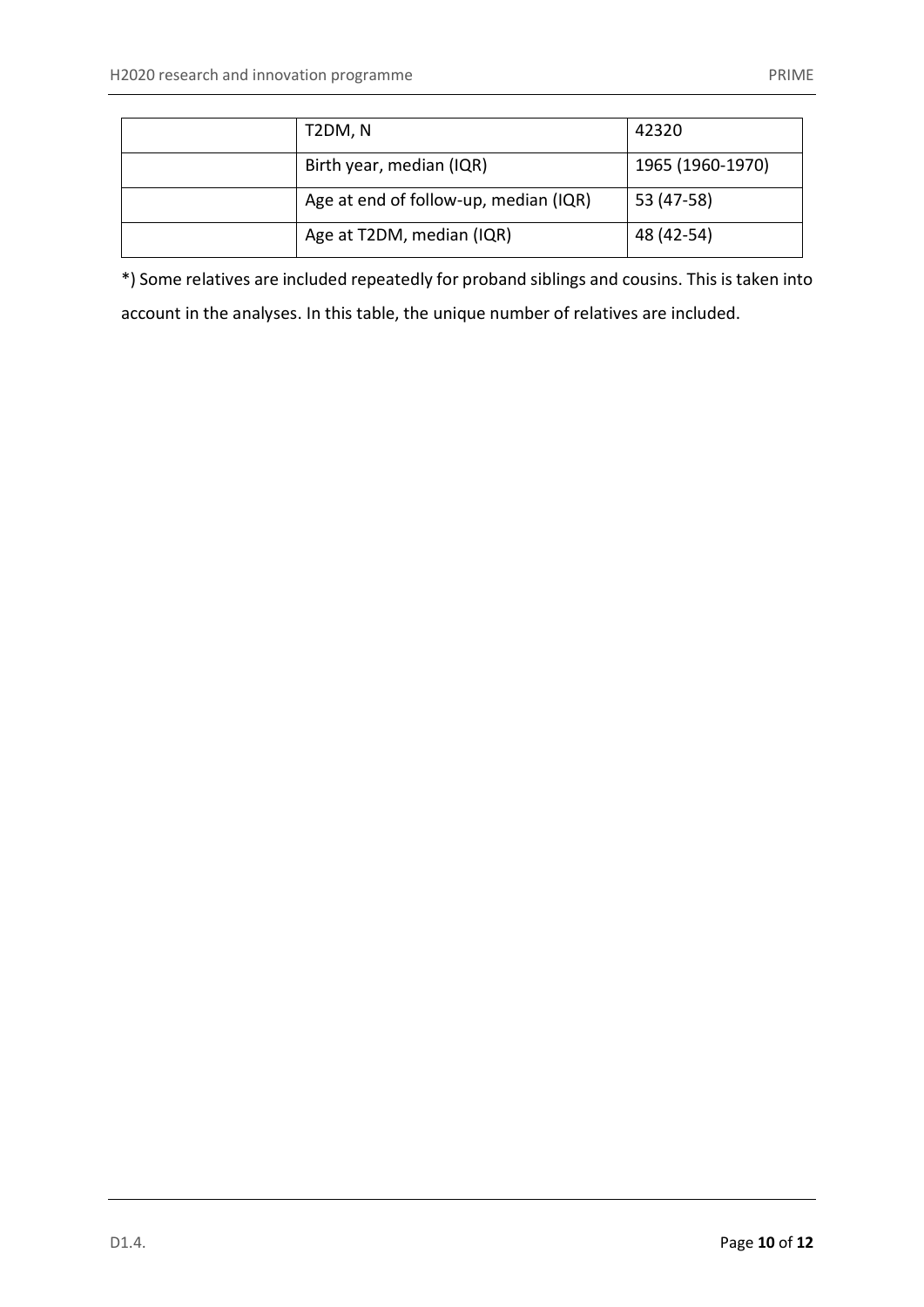| | T2DM, N | 42320 |
|---|---|---|
| | Birth year, median (IQR) | 1965 (1960-1970) |
| | Age at end of follow-up, median (IQR) | 53 (47-58) |
| | Age at T2DM, median (IQR) | 48 (42-54) |

*) Some relatives are included repeatedly for proband siblings and cousins. This is taken into account in the analyses. In this table, the unique number of relatives are included.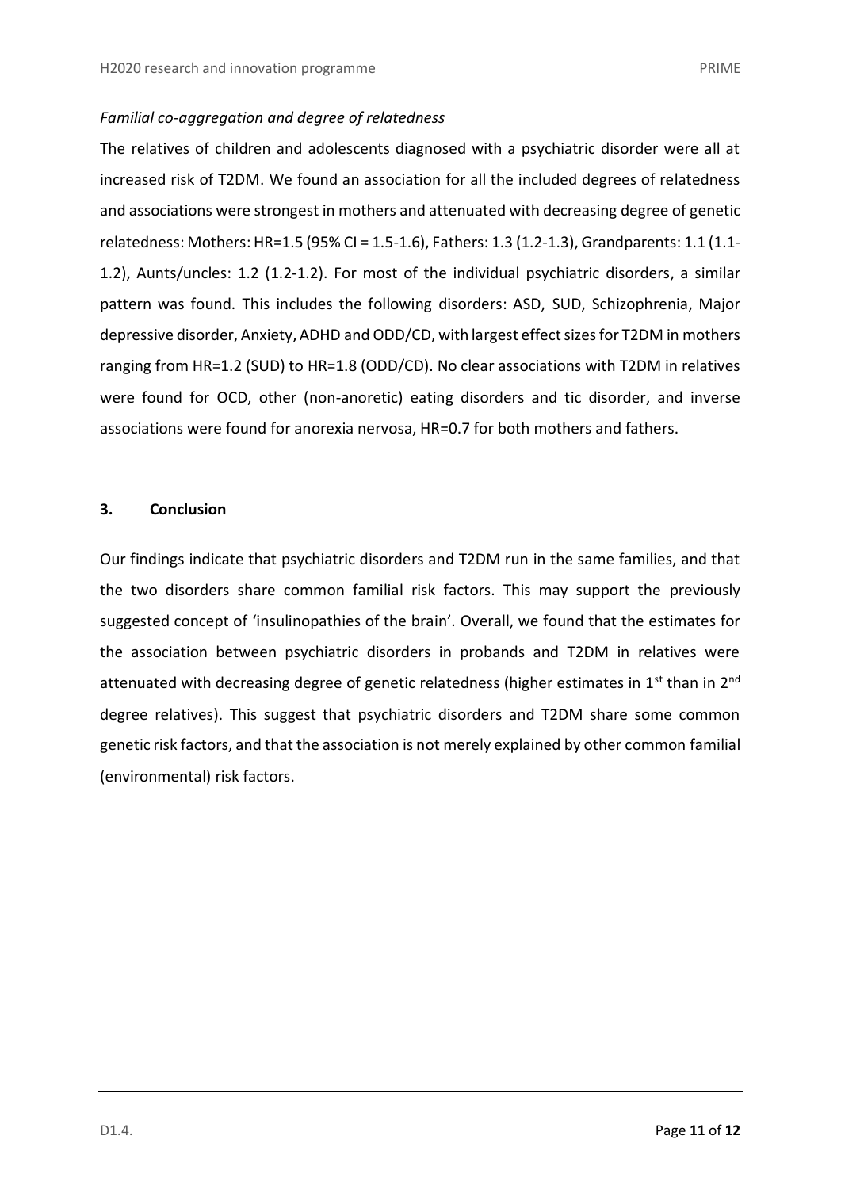*Familial co-aggregation and degree of relatedness*

The relatives of children and adolescents diagnosed with a psychiatric disorder were all at increased risk of T2DM. We found an association for all the included degrees of relatedness and associations were strongest in mothers and attenuated with decreasing degree of genetic relatedness: Mothers: HR=1.5 (95% CI = 1.5-1.6), Fathers: 1.3 (1.2-1.3), Grandparents: 1.1 (1.1-1.2), Aunts/uncles: 1.2 (1.2-1.2). For most of the individual psychiatric disorders, a similar pattern was found. This includes the following disorders: ASD, SUD, Schizophrenia, Major depressive disorder, Anxiety, ADHD and ODD/CD, with largest effect sizes for T2DM in mothers ranging from HR=1.2 (SUD) to HR=1.8 (ODD/CD). No clear associations with T2DM in relatives were found for OCD, other (non-anoretic) eating disorders and tic disorder, and inverse associations were found for anorexia nervosa, HR=0.7 for both mothers and fathers.

## 3. Conclusion

Our findings indicate that psychiatric disorders and T2DM run in the same families, and that the two disorders share common familial risk factors. This may support the previously suggested concept of 'insulinopathies of the brain'. Overall, we found that the estimates for the association between psychiatric disorders in probands and T2DM in relatives were attenuated with decreasing degree of genetic relatedness (higher estimates in 1st than in 2nd degree relatives). This suggest that psychiatric disorders and T2DM share some common genetic risk factors, and that the association is not merely explained by other common familial (environmental) risk factors.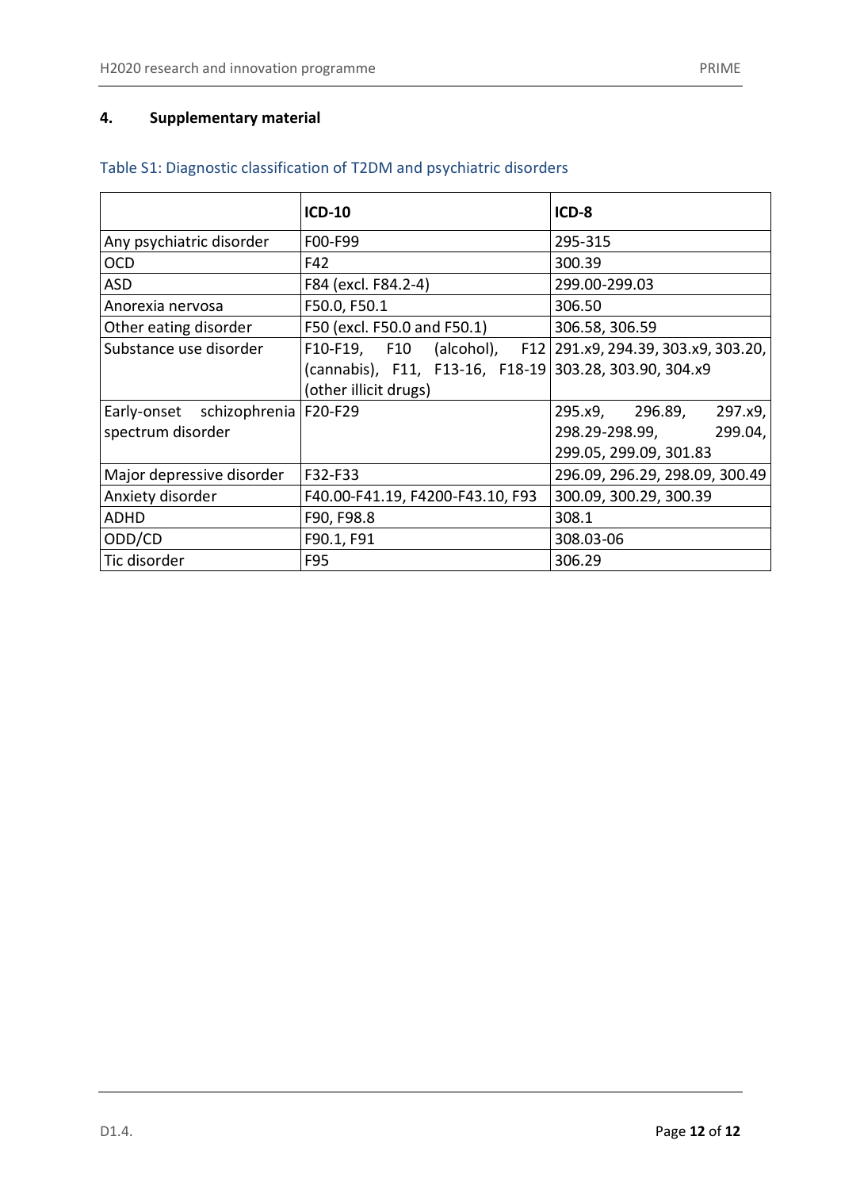## 4. Supplementary material

Table S1: Diagnostic classification of T2DM and psychiatric disorders

| | ICD-10 | ICD-8 |
|---|---|---|
| Any psychiatric disorder | F00-F99 | 295-315 |
| OCD | F42 | 300.39 |
| ASD | F84 (excl. F84.2-4) | 299.00-299.03 |
| Anorexia nervosa | F50.0, F50.1 | 306.50 |
| Other eating disorder | F50 (excl. F50.0 and F50.1) | 306.58, 306.59 |
| Substance use disorder | F10-F19, F10 (alcohol), F12 (cannabis), F11, F13-16, F18-19 (other illicit drugs) | 291.x9, 294.39, 303.x9, 303.20, 303.28, 303.90, 304.x9 |
| Early-onset schizophrenia spectrum disorder | F20-F29 | 295.x9, 296.89, 297.x9, 298.29-298.99, 299.04, 299.05, 299.09, 301.83 |
| Major depressive disorder | F32-F33 | 296.09, 296.29, 298.09, 300.49 |
| Anxiety disorder | F40.00-F41.19, F4200-F43.10, F93 | 300.09, 300.29, 300.39 |
| ADHD | F90, F98.8 | 308.1 |
| ODD/CD | F90.1, F91 | 308.03-06 |
| Tic disorder | F95 | 306.29 |